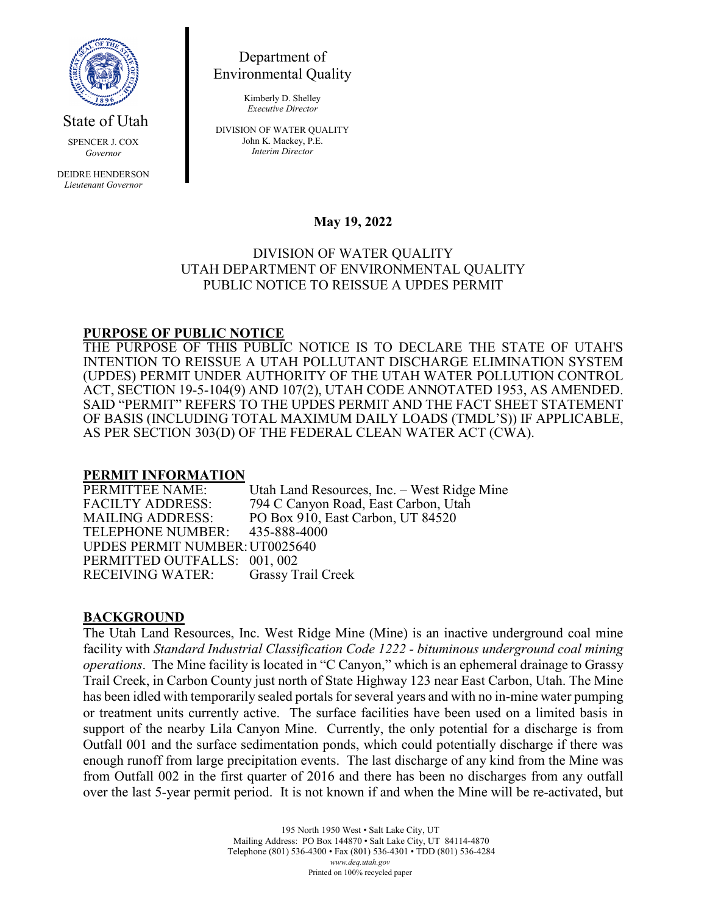State of Utah

SPENCER J. COX
*Governor*

DEIDRE HENDERSON
*Lieutenant Governor*

Department of Environmental Quality

Kimberly D. Shelley
*Executive Director*

DIVISION OF WATER QUALITY
John K. Mackey, P.E.
*Interim Director*

**May 19, 2022**

DIVISION OF WATER QUALITY
UTAH DEPARTMENT OF ENVIRONMENTAL QUALITY
PUBLIC NOTICE TO REISSUE A UPDES PERMIT

## PURPOSE OF PUBLIC NOTICE

THE PURPOSE OF THIS PUBLIC NOTICE IS TO DECLARE THE STATE OF UTAH'S INTENTION TO REISSUE A UTAH POLLUTANT DISCHARGE ELIMINATION SYSTEM (UPDES) PERMIT UNDER AUTHORITY OF THE UTAH WATER POLLUTION CONTROL ACT, SECTION 19-5-104(9) AND 107(2), UTAH CODE ANNOTATED 1953, AS AMENDED. SAID "PERMIT" REFERS TO THE UPDES PERMIT AND THE FACT SHEET STATEMENT OF BASIS (INCLUDING TOTAL MAXIMUM DAILY LOADS (TMDL'S)) IF APPLICABLE, AS PER SECTION 303(D) OF THE FEDERAL CLEAN WATER ACT (CWA).

## PERMIT INFORMATION

PERMITTEE NAME: Utah Land Resources, Inc. – West Ridge Mine
FACILTY ADDRESS: 794 C Canyon Road, East Carbon, Utah
MAILING ADDRESS: PO Box 910, East Carbon, UT 84520
TELEPHONE NUMBER: 435-888-4000
UPDES PERMIT NUMBER: UT0025640
PERMITTED OUTFALLS: 001, 002
RECEIVING WATER: Grassy Trail Creek

## BACKGROUND

The Utah Land Resources, Inc. West Ridge Mine (Mine) is an inactive underground coal mine facility with *Standard Industrial Classification Code 1222 - bituminous underground coal mining operations*. The Mine facility is located in "C Canyon," which is an ephemeral drainage to Grassy Trail Creek, in Carbon County just north of State Highway 123 near East Carbon, Utah. The Mine has been idled with temporarily sealed portals for several years and with no in-mine water pumping or treatment units currently active. The surface facilities have been used on a limited basis in support of the nearby Lila Canyon Mine. Currently, the only potential for a discharge is from Outfall 001 and the surface sedimentation ponds, which could potentially discharge if there was enough runoff from large precipitation events. The last discharge of any kind from the Mine was from Outfall 002 in the first quarter of 2016 and there has been no discharges from any outfall over the last 5-year permit period. It is not known if and when the Mine will be re-activated, but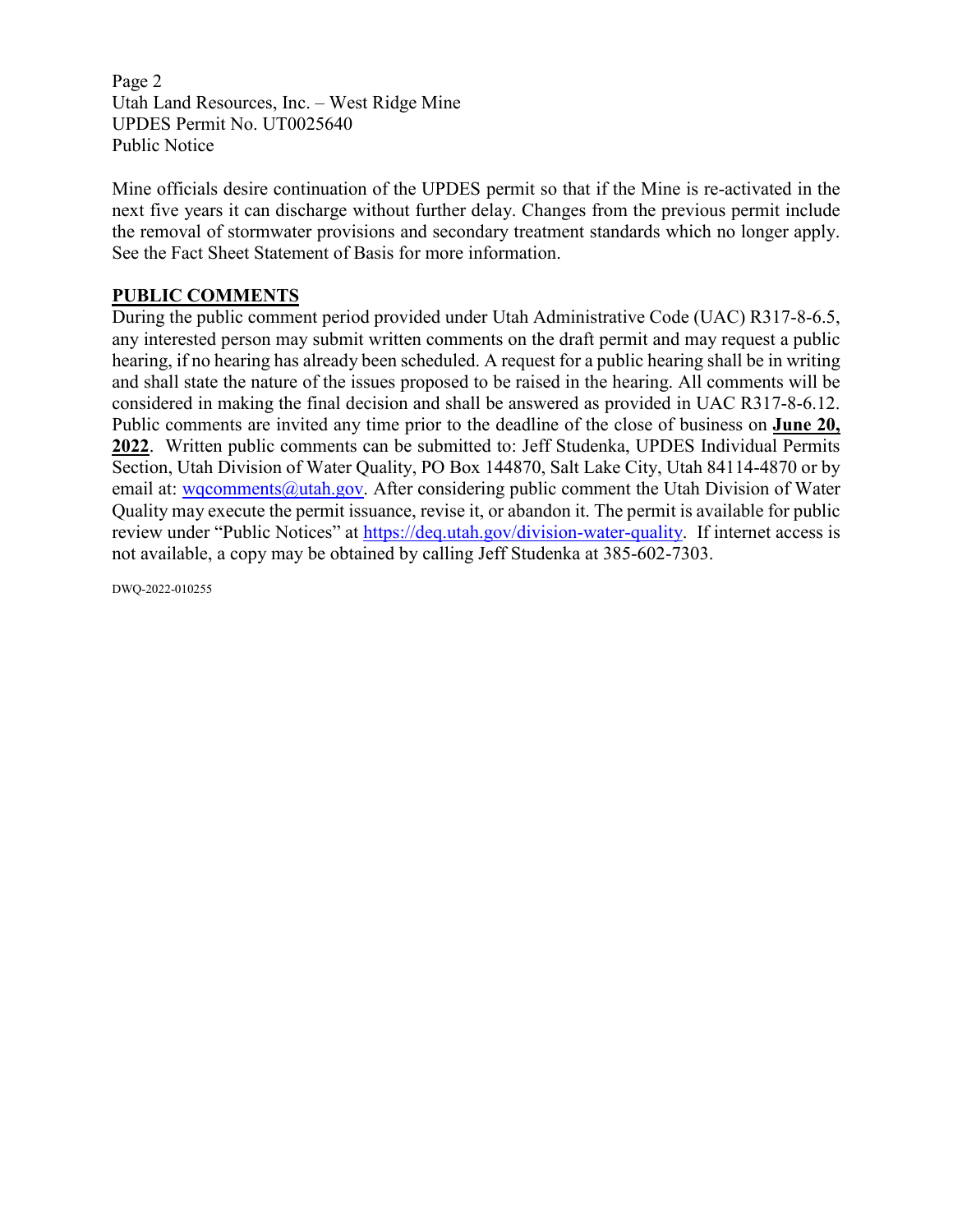Mine officials desire continuation of the UPDES permit so that if the Mine is re-activated in the next five years it can discharge without further delay. Changes from the previous permit include the removal of stormwater provisions and secondary treatment standards which no longer apply. See the Fact Sheet Statement of Basis for more information.

## PUBLIC COMMENTS

During the public comment period provided under Utah Administrative Code (UAC) R317-8-6.5, any interested person may submit written comments on the draft permit and may request a public hearing, if no hearing has already been scheduled. A request for a public hearing shall be in writing and shall state the nature of the issues proposed to be raised in the hearing. All comments will be considered in making the final decision and shall be answered as provided in UAC R317-8-6.12. Public comments are invited any time prior to the deadline of the close of business on **June 20, 2022**. Written public comments can be submitted to: Jeff Studenka, UPDES Individual Permits Section, Utah Division of Water Quality, PO Box 144870, Salt Lake City, Utah 84114-4870 or by email at: wqcomments@utah.gov. After considering public comment the Utah Division of Water Quality may execute the permit issuance, revise it, or abandon it. The permit is available for public review under "Public Notices" at https://deq.utah.gov/division-water-quality. If internet access is not available, a copy may be obtained by calling Jeff Studenka at 385-602-7303.

DWQ-2022-010255